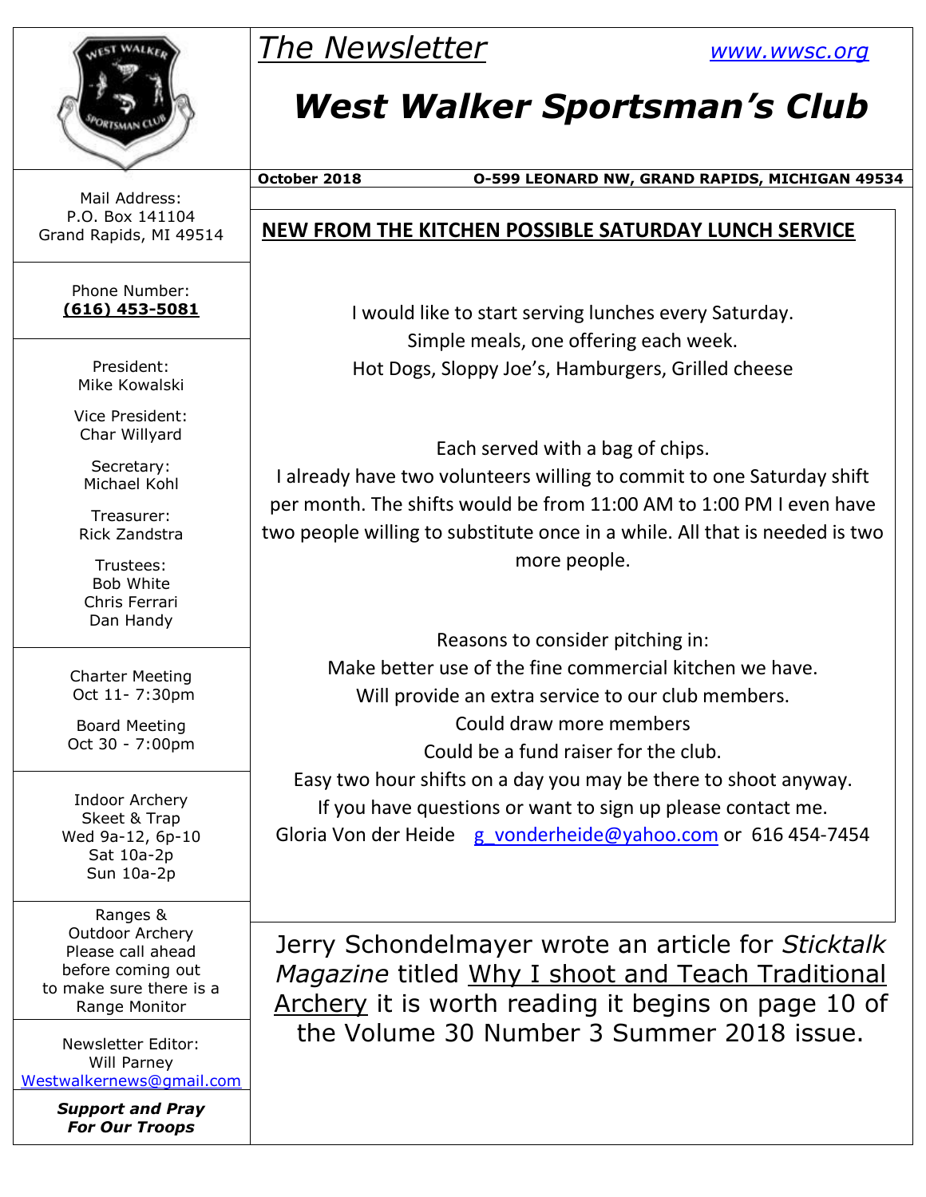*The Newsletter* [www.wwsc.org](http://www.wwsc.org)

# West Walker Sportsman's Club

**October 2018** **O-599 LEONARD NW, GRAND RAPIDS, MICHIGAN 49534**

Mail Address:
P.O. Box 141104
Grand Rapids, MI 49514

Phone Number:
**(616) 453-5081**

President:
Mike Kowalski

Vice President:
Char Willyard

Secretary:
Michael Kohl

Treasurer:
Rick Zandstra

Trustees:
Bob White
Chris Ferrari
Dan Handy

Charter Meeting
Oct 11- 7:30pm

Board Meeting
Oct 30 - 7:00pm

Indoor Archery
Skeet & Trap
Wed 9a-12, 6p-10
Sat 10a-2p
Sun 10a-2p

Ranges &
Outdoor Archery
Please call ahead
before coming out
to make sure there is a
Range Monitor

Newsletter Editor:
Will Parney
Westwalkernews@gmail.com

***Support and Pray For Our Troops***

## NEW FROM THE KITCHEN POSSIBLE SATURDAY LUNCH SERVICE

I would like to start serving lunches every Saturday.
Simple meals, one offering each week.
Hot Dogs, Sloppy Joe's, Hamburgers, Grilled cheese

Each served with a bag of chips.
I already have two volunteers willing to commit to one Saturday shift per month. The shifts would be from 11:00 AM to 1:00 PM I even have two people willing to substitute once in a while. All that is needed is two more people.

Reasons to consider pitching in:
Make better use of the fine commercial kitchen we have.
Will provide an extra service to our club members.
Could draw more members
Could be a fund raiser for the club.
Easy two hour shifts on a day you may be there to shoot anyway.
If you have questions or want to sign up please contact me.
Gloria Von der Heide g_vonderheide@yahoo.com or 616 454-7454

Jerry Schondelmayer wrote an article for *Sticktalk Magazine* titled Why I shoot and Teach Traditional Archery it is worth reading it begins on page 10 of the Volume 30 Number 3 Summer 2018 issue.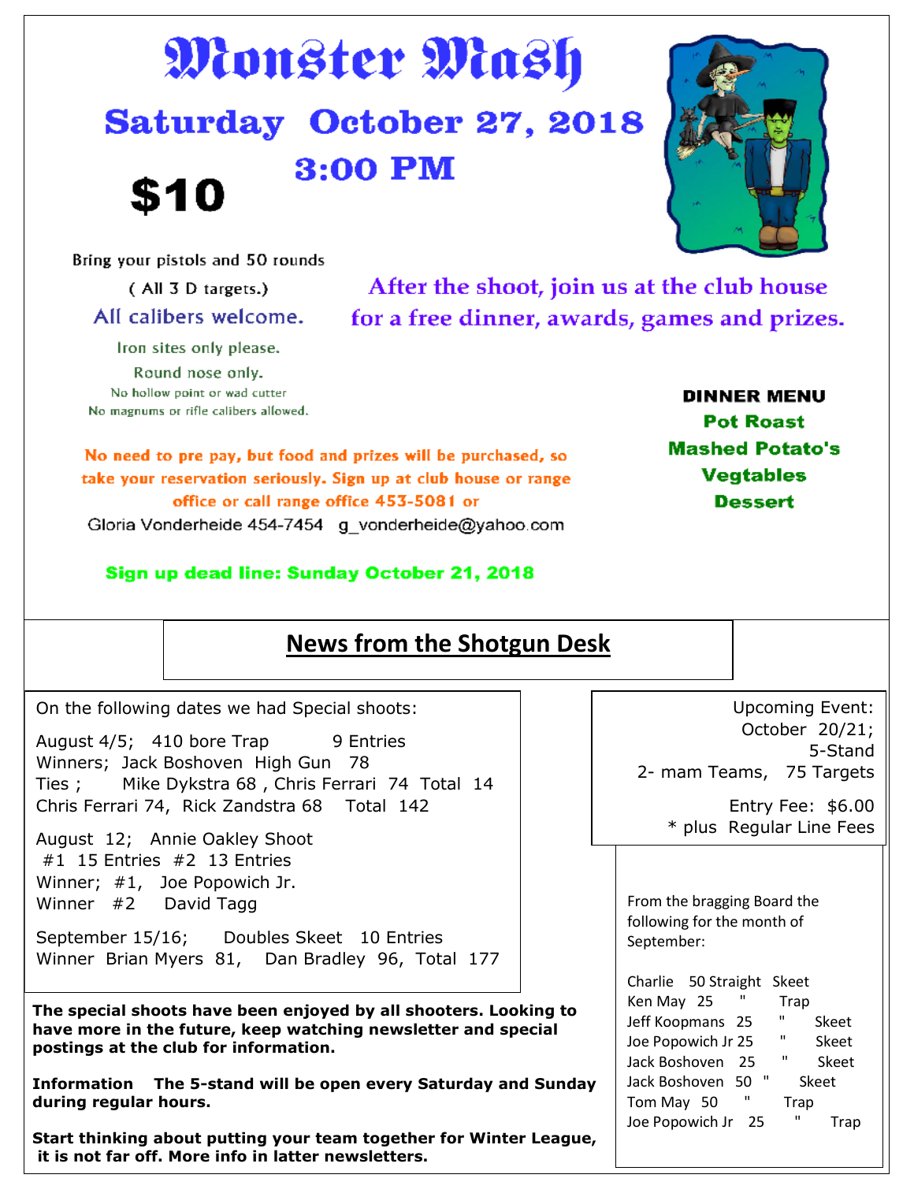# Monster Mash

## Saturday October 27, 2018

## 3:00 PM

## $10

Bring your pistols and 50 rounds

( All 3 D targets.)

All calibers welcome.

Iron sites only please.

Round nose only.

No hollow point or wad cutter

No magnums or rifle calibers allowed.

After the shoot, join us at the club house for a free dinner, awards, games and prizes.

**DINNER MENU**

**Pot Roast**

**Mashed Potato's**

**Vegtables**

**Dessert**

**No need to pre pay, but food and prizes will be purchased, so take your reservation seriously. Sign up at club house or range office or call range office 453-5081 or**

Gloria Vonderheide 454-7454 g_vonderheide@yahoo.com

**Sign up dead line: Sunday October 21, 2018**

## News from the Shotgun Desk

On the following dates we had Special shoots:

August 4/5; 410 bore Trap 9 Entries
Winners; Jack Boshoven High Gun 78
Ties ; Mike Dykstra 68 , Chris Ferrari 74 Total 14
Chris Ferrari 74, Rick Zandstra 68 Total 142

August 12; Annie Oakley Shoot
#1 15 Entries #2 13 Entries
Winner; #1, Joe Popowich Jr.
Winner #2 David Tagg

September 15/16; Doubles Skeet 10 Entries
Winner Brian Myers 81, Dan Bradley 96, Total 177

**The special shoots have been enjoyed by all shooters. Looking to have more in the future, keep watching newsletter and special postings at the club for information.**

**Information The 5-stand will be open every Saturday and Sunday during regular hours.**

**Start thinking about putting your team together for Winter League, it is not far off. More info in latter newsletters.**

Upcoming Event:
October 20/21;
5-Stand
2- mam Teams, 75 Targets

Entry Fee: $6.00
* plus Regular Line Fees

From the bragging Board the following for the month of September:

Charlie 50 Straight Skeet
Ken May 25 " Trap
Jeff Koopmans 25 " Skeet
Joe Popowich Jr 25 " Skeet
Jack Boshoven 25 " Skeet
Jack Boshoven 50 " Skeet
Tom May 50 " Trap
Joe Popowich Jr 25 " Trap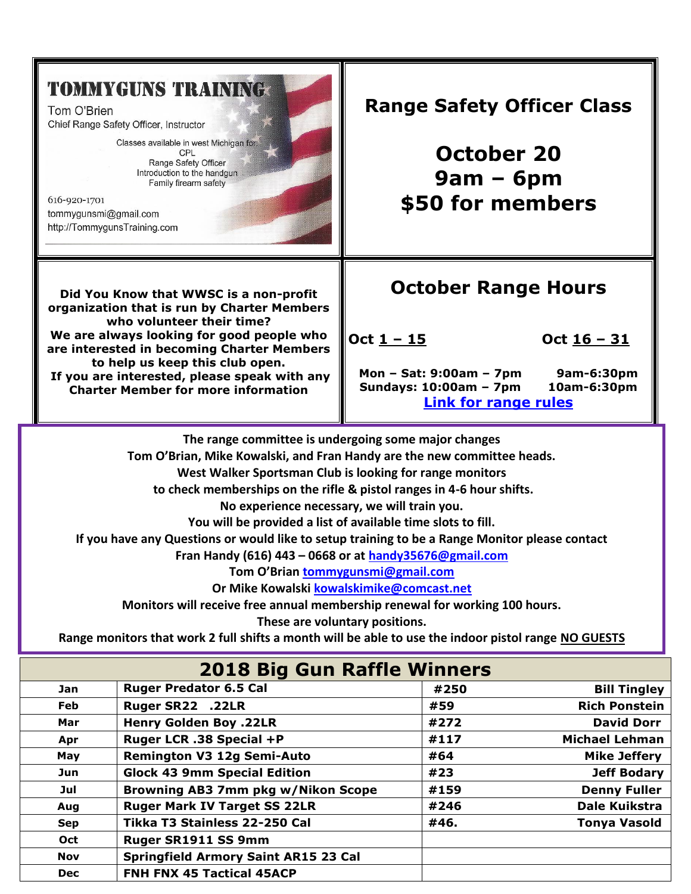**TOMMYGUNS TRAINING**

Tom O'Brien
Chief Range Safety Officer, Instructor

Classes available in west Michigan for:
CPL
Range Safety Officer
Introduction to the handgun
Family firearm safety

616-920-1701
tommygunsmi@gmail.com
http://TommygunsTraining.com

## Range Safety Officer Class

**October 20**
**9am – 6pm**
**$50 for members**

**Did You Know that WWSC is a non-profit organization that is run by Charter Members who volunteer their time?**
**We are always looking for good people who are interested in becoming Charter Members to help us keep this club open.**
**If you are interested, please speak with any Charter Member for more information**

## October Range Hours

| | Oct 1 – 15 | Oct 16 – 31 |
|---|---|---|
| Mon – Sat: | 9:00am – 7pm | 9am-6:30pm |
| Sundays: | 10:00am – 7pm | 10am-6:30pm |

[Link for range rules]

**The range committee is undergoing some major changes**
**Tom O'Brian, Mike Kowalski, and Fran Handy are the new committee heads.**
**West Walker Sportsman Club is looking for range monitors**
**to check memberships on the rifle & pistol ranges in 4-6 hour shifts.**
**No experience necessary, we will train you.**
**You will be provided a list of available time slots to fill.**
**If you have any Questions or would like to setup training to be a Range Monitor please contact**
**Fran Handy (616) 443 – 0668 or at handy35676@gmail.com**
**Tom O'Brian tommygunsmi@gmail.com**
**Or Mike Kowalski kowalskimike@comcast.net**
**Monitors will receive free annual membership renewal for working 100 hours.**
**These are voluntary positions.**
**Range monitors that work 2 full shifts a month will be able to use the indoor pistol range NO GUESTS**

## 2018 Big Gun Raffle Winners

| Month | Gun | Ticket | Winner |
|---|---|---|---|
| Jan | Ruger Predator 6.5 Cal | #250 | Bill Tingley |
| Feb | Ruger SR22 .22LR | #59 | Rich Ponstein |
| Mar | Henry Golden Boy .22LR | #272 | David Dorr |
| Apr | Ruger LCR .38 Special +P | #117 | Michael Lehman |
| May | Remington V3 12g Semi-Auto | #64 | Mike Jeffery |
| Jun | Glock 43 9mm Special Edition | #23 | Jeff Bodary |
| Jul | Browning AB3 7mm pkg w/Nikon Scope | #159 | Denny Fuller |
| Aug | Ruger Mark IV Target SS 22LR | #246 | Dale Kuikstra |
| Sep | Tikka T3 Stainless 22-250 Cal | #46. | Tonya Vasold |
| Oct | Ruger SR1911 SS 9mm | | |
| Nov | Springfield Armory Saint AR15 23 Cal | | |
| Dec | FNH FNX 45 Tactical 45ACP | | |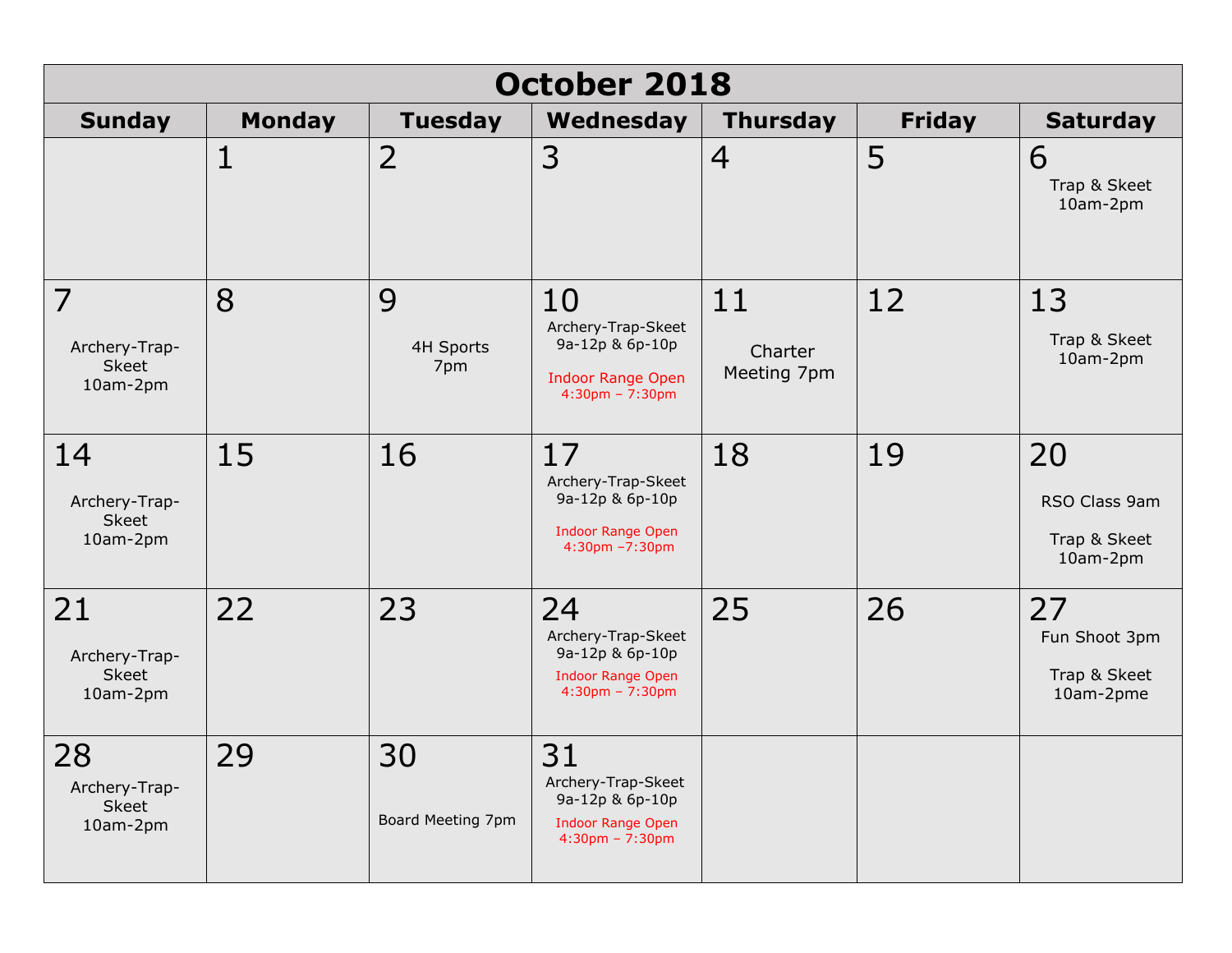# October 2018

| Sunday | Monday | Tuesday | Wednesday | Thursday | Friday | Saturday |
| --- | --- | --- | --- | --- | --- | --- |
| | 1 | 2 | 3 | 4 | 5 | 6 Trap & Skeet 10am-2pm |
| 7 Archery-Trap-Skeet 10am-2pm | 8 | 9 4H Sports 7pm | 10 Archery-Trap-Skeet 9a-12p & 6p-10p Indoor Range Open 4:30pm – 7:30pm | 11 Charter Meeting 7pm | 12 | 13 Trap & Skeet 10am-2pm |
| 14 Archery-Trap-Skeet 10am-2pm | 15 | 16 | 17 Archery-Trap-Skeet 9a-12p & 6p-10p Indoor Range Open 4:30pm –7:30pm | 18 | 19 | 20 RSO Class 9am Trap & Skeet 10am-2pm |
| 21 Archery-Trap-Skeet 10am-2pm | 22 | 23 | 24 Archery-Trap-Skeet 9a-12p & 6p-10p Indoor Range Open 4:30pm – 7:30pm | 25 | 26 | 27 Fun Shoot 3pm Trap & Skeet 10am-2pme |
| 28 Archery-Trap-Skeet 10am-2pm | 29 | 30 Board Meeting 7pm | 31 Archery-Trap-Skeet 9a-12p & 6p-10p Indoor Range Open 4:30pm – 7:30pm | | | |